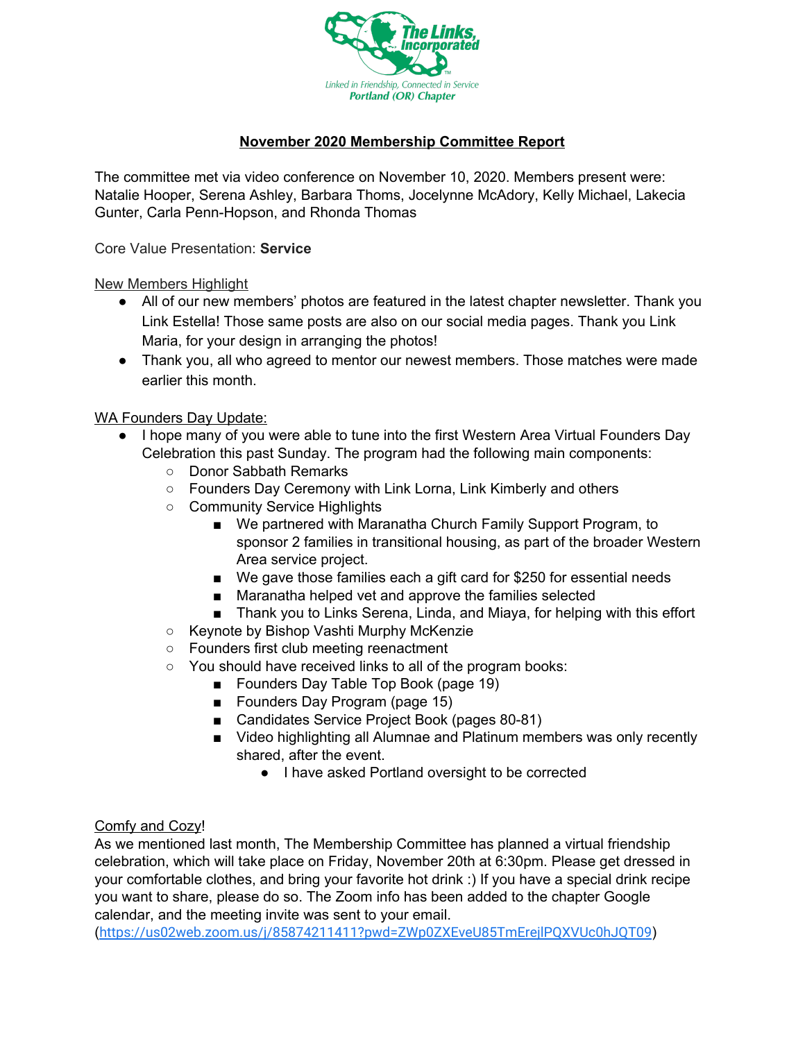The Links, Incorporated

Linked in Friendship, Connected in Service
Portland (OR) Chapter

# November 2020 Membership Committee Report

The committee met via video conference on November 10, 2020. Members present were: Natalie Hooper, Serena Ashley, Barbara Thoms, Jocelynne McAdory, Kelly Michael, Lakecia Gunter, Carla Penn-Hopson, and Rhonda Thomas

Core Value Presentation: **Service**

New Members Highlight

- All of our new members' photos are featured in the latest chapter newsletter. Thank you Link Estella! Those same posts are also on our social media pages. Thank you Link Maria, for your design in arranging the photos!
- Thank you, all who agreed to mentor our newest members. Those matches were made earlier this month.

WA Founders Day Update:

- I hope many of you were able to tune into the first Western Area Virtual Founders Day Celebration this past Sunday. The program had the following main components:
  - Donor Sabbath Remarks
  - Founders Day Ceremony with Link Lorna, Link Kimberly and others
  - Community Service Highlights
    - We partnered with Maranatha Church Family Support Program, to sponsor 2 families in transitional housing, as part of the broader Western Area service project.
    - We gave those families each a gift card for $250 for essential needs
    - Maranatha helped vet and approve the families selected
    - Thank you to Links Serena, Linda, and Miaya, for helping with this effort
  - Keynote by Bishop Vashti Murphy McKenzie
  - Founders first club meeting reenactment
  - You should have received links to all of the program books:
    - Founders Day Table Top Book (page 19)
    - Founders Day Program (page 15)
    - Candidates Service Project Book (pages 80-81)
    - Video highlighting all Alumnae and Platinum members was only recently shared, after the event.
      - I have asked Portland oversight to be corrected

Comfy and Cozy!

As we mentioned last month, The Membership Committee has planned a virtual friendship celebration, which will take place on Friday, November 20th at 6:30pm. Please get dressed in your comfortable clothes, and bring your favorite hot drink :) If you have a special drink recipe you want to share, please do so. The Zoom info has been added to the chapter Google calendar, and the meeting invite was sent to your email. (https://us02web.zoom.us/j/85874211411?pwd=ZWp0ZXEveU85TmErejlPQXVUc0hJQT09)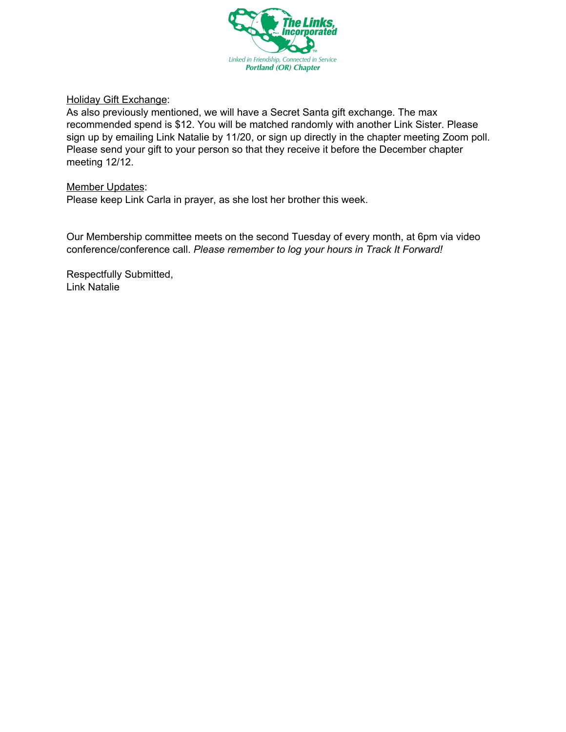The Links, Incorporated

Linked in Friendship, Connected in Service

Portland (OR) Chapter

Holiday Gift Exchange:

As also previously mentioned, we will have a Secret Santa gift exchange. The max recommended spend is $12. You will be matched randomly with another Link Sister. Please sign up by emailing Link Natalie by 11/20, or sign up directly in the chapter meeting Zoom poll. Please send your gift to your person so that they receive it before the December chapter meeting 12/12.

Member Updates:

Please keep Link Carla in prayer, as she lost her brother this week.

Our Membership committee meets on the second Tuesday of every month, at 6pm via video conference/conference call. *Please remember to log your hours in Track It Forward!*

Respectfully Submitted,

Link Natalie